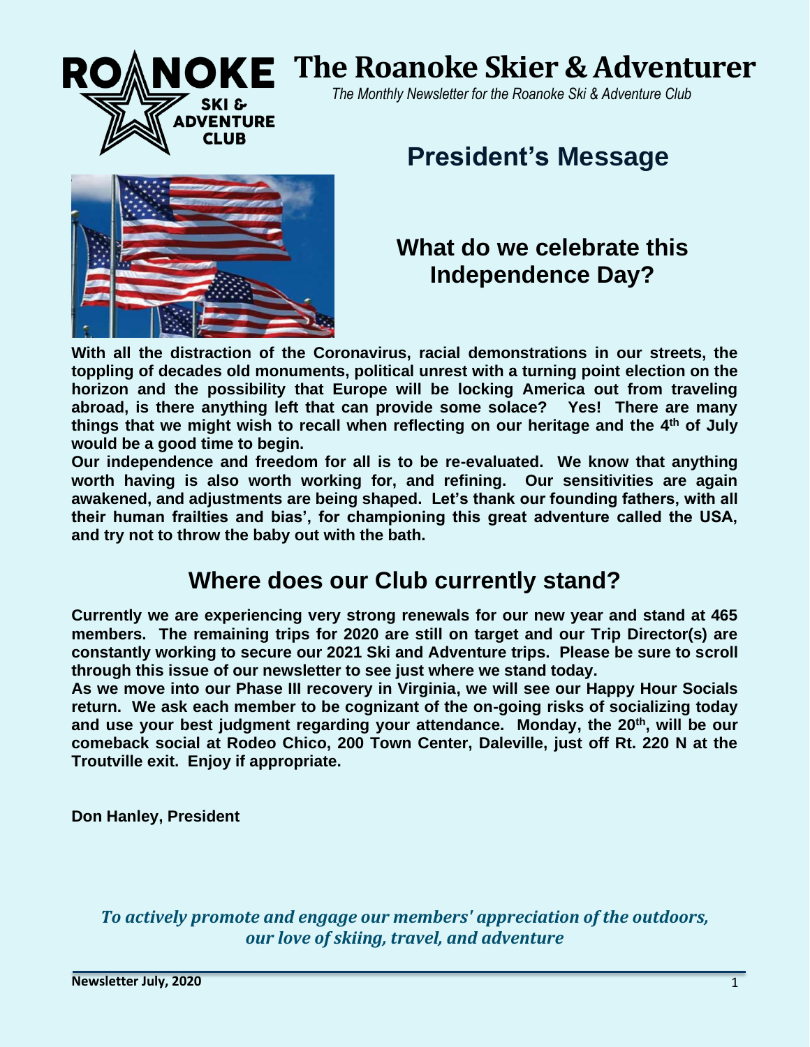# The Roanoke Skier & Adventurer

*The Monthly Newsletter for the Roanoke Ski & Adventure Club*

## President's Message

### What do we celebrate this Independence Day?

**With all the distraction of the Coronavirus, racial demonstrations in our streets, the toppling of decades old monuments, political unrest with a turning point election on the horizon and the possibility that Europe will be locking America out from traveling abroad, is there anything left that can provide some solace? Yes! There are many things that we might wish to recall when reflecting on our heritage and the 4th of July would be a good time to begin.**

**Our independence and freedom for all is to be re-evaluated. We know that anything worth having is also worth working for, and refining. Our sensitivities are again awakened, and adjustments are being shaped. Let's thank our founding fathers, with all their human frailties and bias', for championing this great adventure called the USA, and try not to throw the baby out with the bath.**

## Where does our Club currently stand?

**Currently we are experiencing very strong renewals for our new year and stand at 465 members. The remaining trips for 2020 are still on target and our Trip Director(s) are constantly working to secure our 2021 Ski and Adventure trips. Please be sure to scroll through this issue of our newsletter to see just where we stand today.**

**As we move into our Phase III recovery in Virginia, we will see our Happy Hour Socials return. We ask each member to be cognizant of the on-going risks of socializing today and use your best judgment regarding your attendance. Monday, the 20th, will be our comeback social at Rodeo Chico, 200 Town Center, Daleville, just off Rt. 220 N at the Troutville exit. Enjoy if appropriate.**

**Don Hanley, President**

***To actively promote and engage our members' appreciation of the outdoors, our love of skiing, travel, and adventure***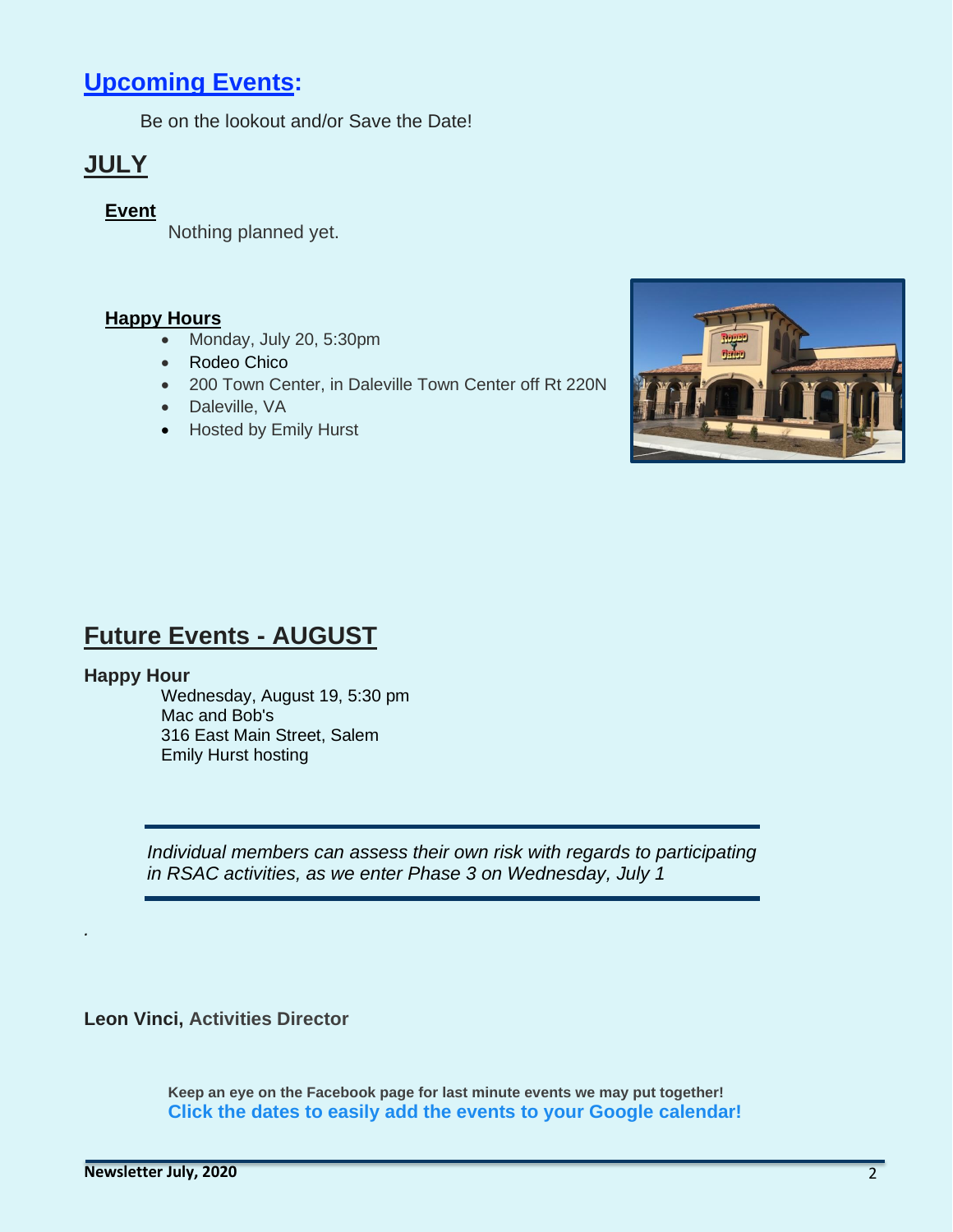## Upcoming Events:

Be on the lookout and/or Save the Date!

## JULY

### Event

Nothing planned yet.

### Happy Hours

- Monday, July 20, 5:30pm
- Rodeo Chico
- 200 Town Center, in Daleville Town Center off Rt 220N
- Daleville, VA
- Hosted by Emily Hurst

## Future Events - AUGUST

**Happy Hour**

Wednesday, August 19, 5:30 pm
Mac and Bob's
316 East Main Street, Salem
Emily Hurst hosting

---

*Individual members can assess their own risk with regards to participating in RSAC activities, as we enter Phase 3 on Wednesday, July 1*

---

.

**Leon Vinci, Activities Director**

**Keep an eye on the Facebook page for last minute events we may put together!**
**Click the dates to easily add the events to your Google calendar!**

**Newsletter July, 2020**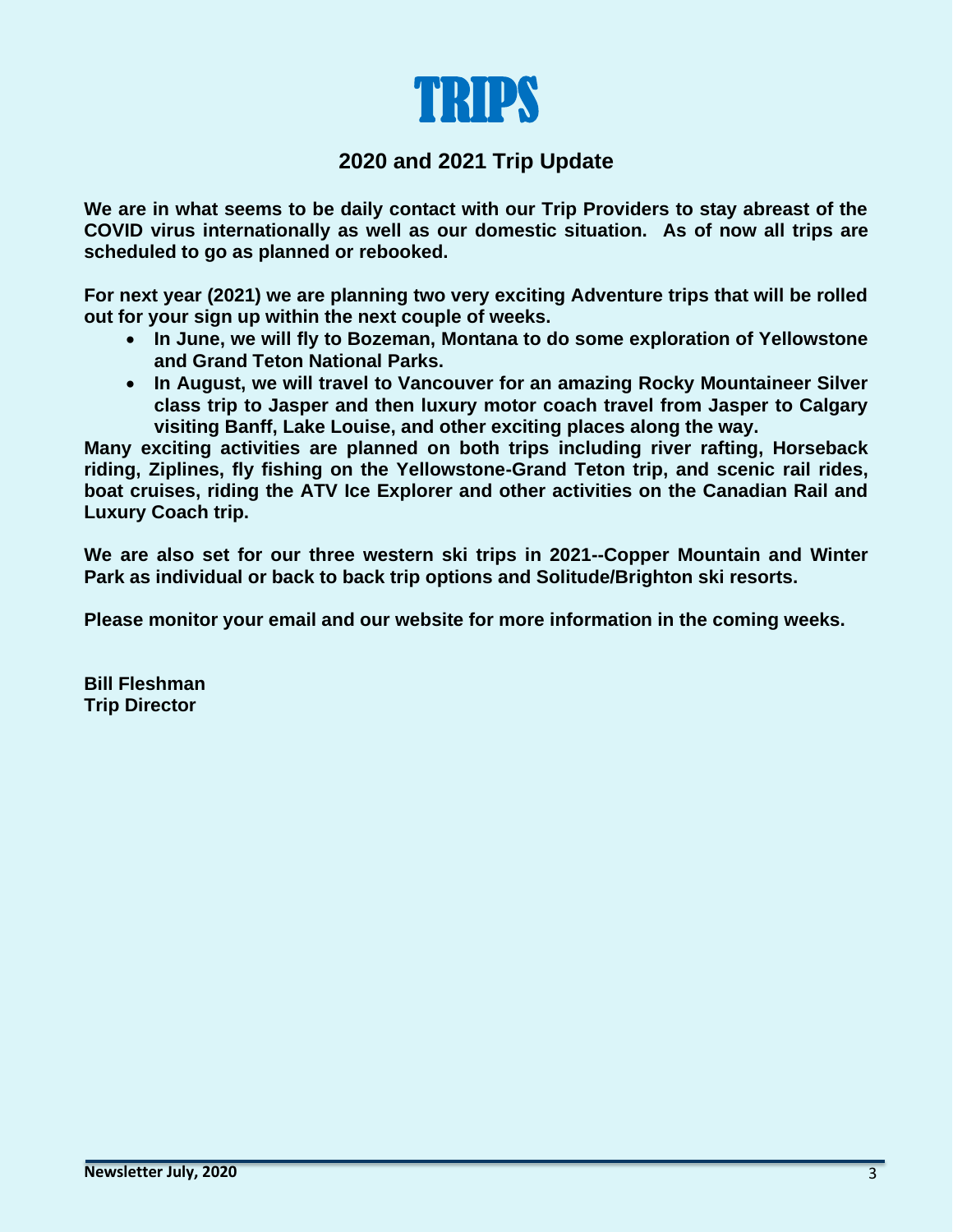# TRIPS

## 2020 and 2021 Trip Update

**We are in what seems to be daily contact with our Trip Providers to stay abreast of the COVID virus internationally as well as our domestic situation. As of now all trips are scheduled to go as planned or rebooked.**

**For next year (2021) we are planning two very exciting Adventure trips that will be rolled out for your sign up within the next couple of weeks.**

- **In June, we will fly to Bozeman, Montana to do some exploration of Yellowstone and Grand Teton National Parks.**
- **In August, we will travel to Vancouver for an amazing Rocky Mountaineer Silver class trip to Jasper and then luxury motor coach travel from Jasper to Calgary visiting Banff, Lake Louise, and other exciting places along the way.**

**Many exciting activities are planned on both trips including river rafting, Horseback riding, Ziplines, fly fishing on the Yellowstone-Grand Teton trip, and scenic rail rides, boat cruises, riding the ATV Ice Explorer and other activities on the Canadian Rail and Luxury Coach trip.**

**We are also set for our three western ski trips in 2021--Copper Mountain and Winter Park as individual or back to back trip options and Solitude/Brighton ski resorts.**

**Please monitor your email and our website for more information in the coming weeks.**

**Bill Fleshman**
**Trip Director**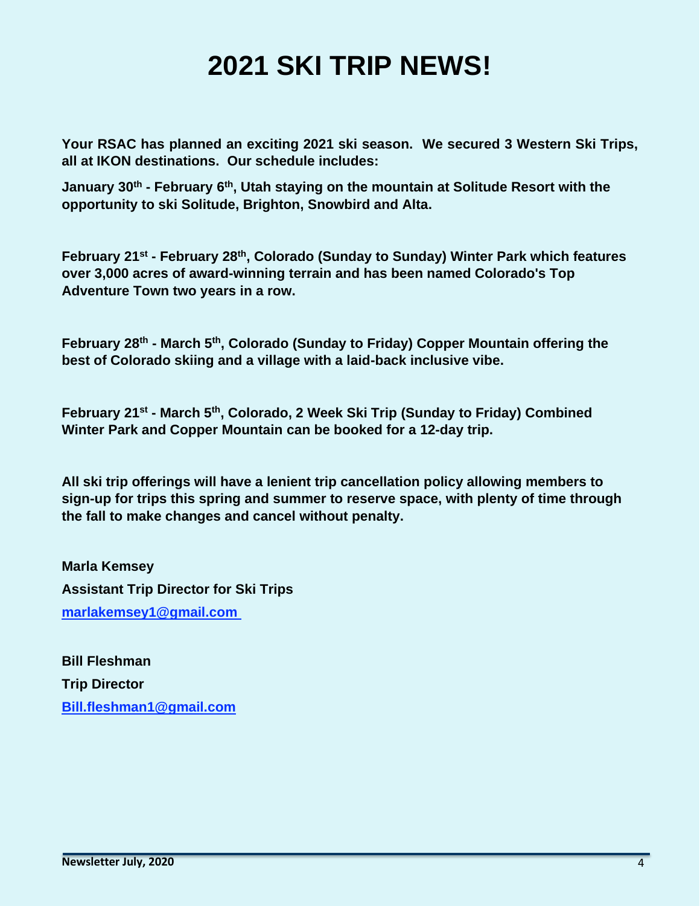# 2021 SKI TRIP NEWS!

**Your RSAC has planned an exciting 2021 ski season. We secured 3 Western Ski Trips, all at IKON destinations. Our schedule includes:**

**January 30th - February 6th, Utah staying on the mountain at Solitude Resort with the opportunity to ski Solitude, Brighton, Snowbird and Alta.**

**February 21st - February 28th, Colorado (Sunday to Sunday) Winter Park which features over 3,000 acres of award-winning terrain and has been named Colorado's Top Adventure Town two years in a row.**

**February 28th - March 5th, Colorado (Sunday to Friday) Copper Mountain offering the best of Colorado skiing and a village with a laid-back inclusive vibe.**

**February 21st - March 5th, Colorado, 2 Week Ski Trip (Sunday to Friday) Combined Winter Park and Copper Mountain can be booked for a 12-day trip.**

**All ski trip offerings will have a lenient trip cancellation policy allowing members to sign-up for trips this spring and summer to reserve space, with plenty of time through the fall to make changes and cancel without penalty.**

**Marla Kemsey**
**Assistant Trip Director for Ski Trips**
**marlakemsey1@gmail.com**

**Bill Fleshman**
**Trip Director**
**Bill.fleshman1@gmail.com**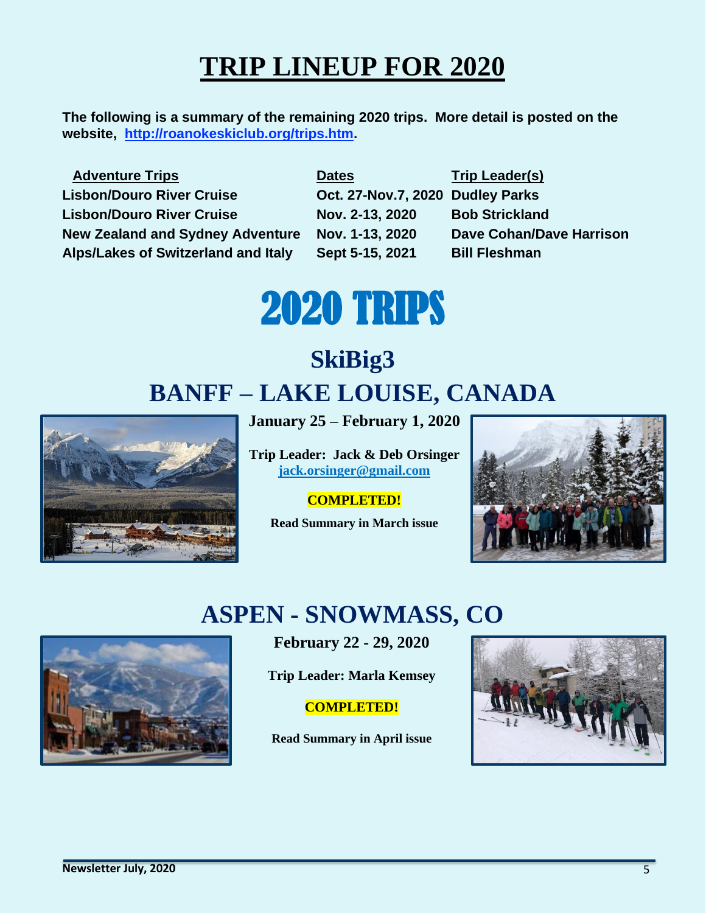# TRIP LINEUP FOR 2020

**The following is a summary of the remaining 2020 trips. More detail is posted on the website, [http://roanokeskiclub.org/trips.htm](http://roanokeskiclub.org/trips.htm).**

| Adventure Trips | Dates | Trip Leader(s) |
| --- | --- | --- |
| Lisbon/Douro River Cruise | Oct. 27-Nov.7, 2020 | Dudley Parks |
| Lisbon/Douro River Cruise | Nov. 2-13, 2020 | Bob Strickland |
| New Zealand and Sydney Adventure | Nov. 1-13, 2020 | Dave Cohan/Dave Harrison |
| Alps/Lakes of Switzerland and Italy | Sept 5-15, 2021 | Bill Fleshman |

# 2020 TRIPS

## SkiBig3

## BANFF – LAKE LOUISE, CANADA

**January 25 – February 1, 2020**

**Trip Leader: Jack & Deb Orsinger**
**[jack.orsinger@gmail.com](mailto:jack.orsinger@gmail.com)**

**COMPLETED!**

**Read Summary in March issue**

## ASPEN - SNOWMASS, CO

**February 22 - 29, 2020**

**Trip Leader: Marla Kemsey**

**COMPLETED!**

**Read Summary in April issue**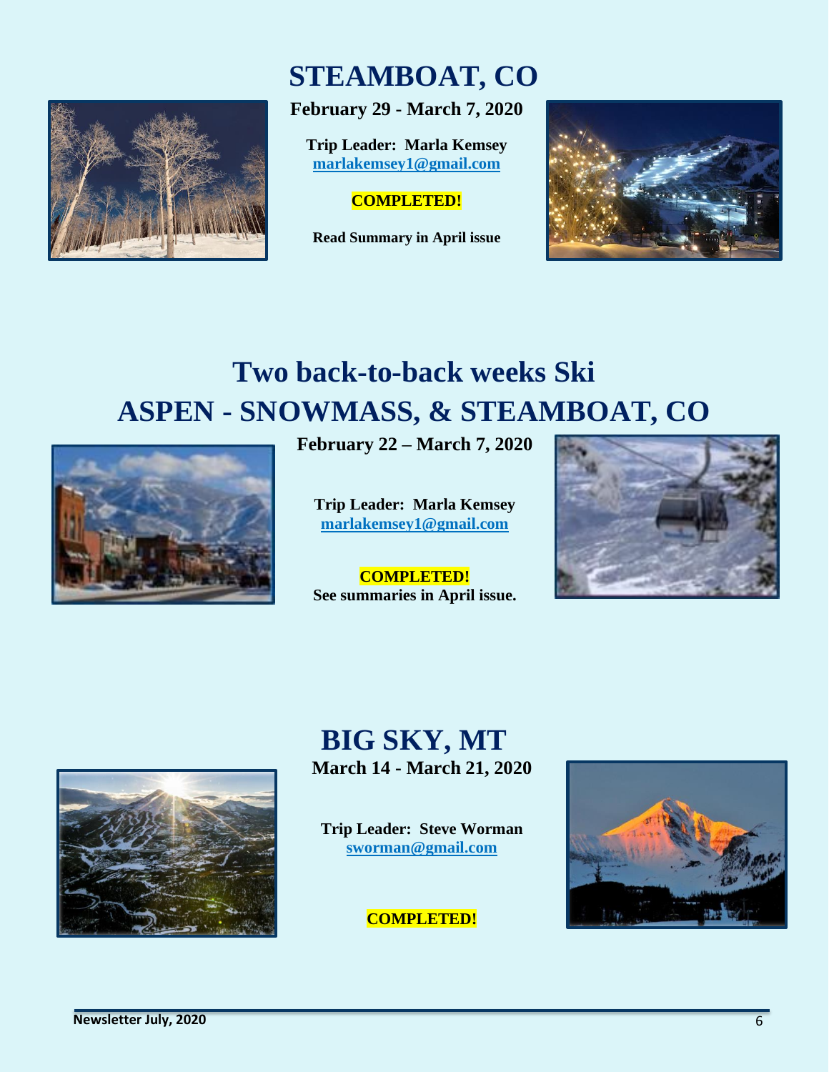# STEAMBOAT, CO

**February 29 - March 7, 2020**

**Trip Leader: Marla Kemsey**
**marlakemsey1@gmail.com**

**COMPLETED!**

**Read Summary in April issue**

# Two back-to-back weeks Ski ASPEN - SNOWMASS, & STEAMBOAT, CO

**February 22 – March 7, 2020**

**Trip Leader: Marla Kemsey**
**marlakemsey1@gmail.com**

**COMPLETED!**
**See summaries in April issue.**

# BIG SKY, MT

**March 14 - March 21, 2020**

**Trip Leader: Steve Worman**
**sworman@gmail.com**

**COMPLETED!**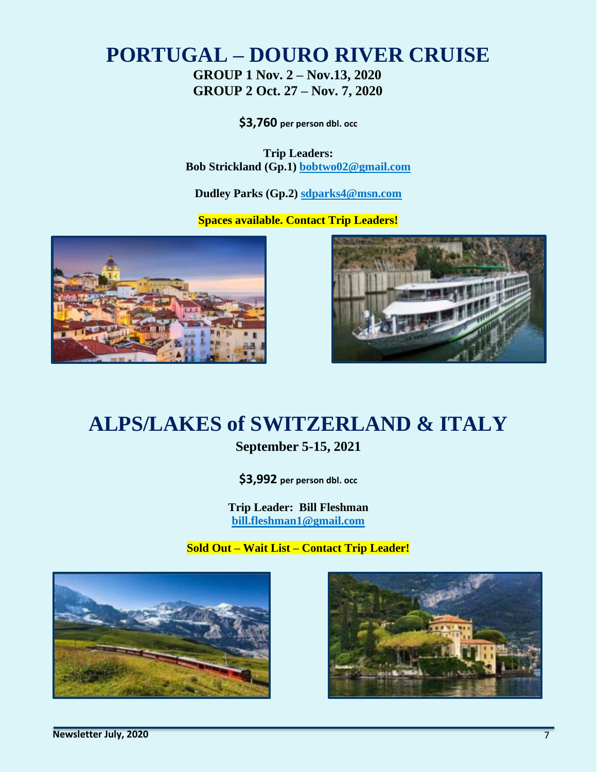# PORTUGAL – DOURO RIVER CRUISE

**GROUP 1 Nov. 2 – Nov.13, 2020**
**GROUP 2 Oct. 27 – Nov. 7, 2020**

**$3,760 per person dbl. occ**

**Trip Leaders:**
**Bob Strickland (Gp.1) bobtwo02@gmail.com**

**Dudley Parks (Gp.2) sdparks4@msn.com**

**Spaces available. Contact Trip Leaders!**

# ALPS/LAKES of SWITZERLAND & ITALY

**September 5-15, 2021**

**$3,992 per person dbl. occ**

**Trip Leader: Bill Fleshman**
**bill.fleshman1@gmail.com**

**Sold Out – Wait List – Contact Trip Leader!**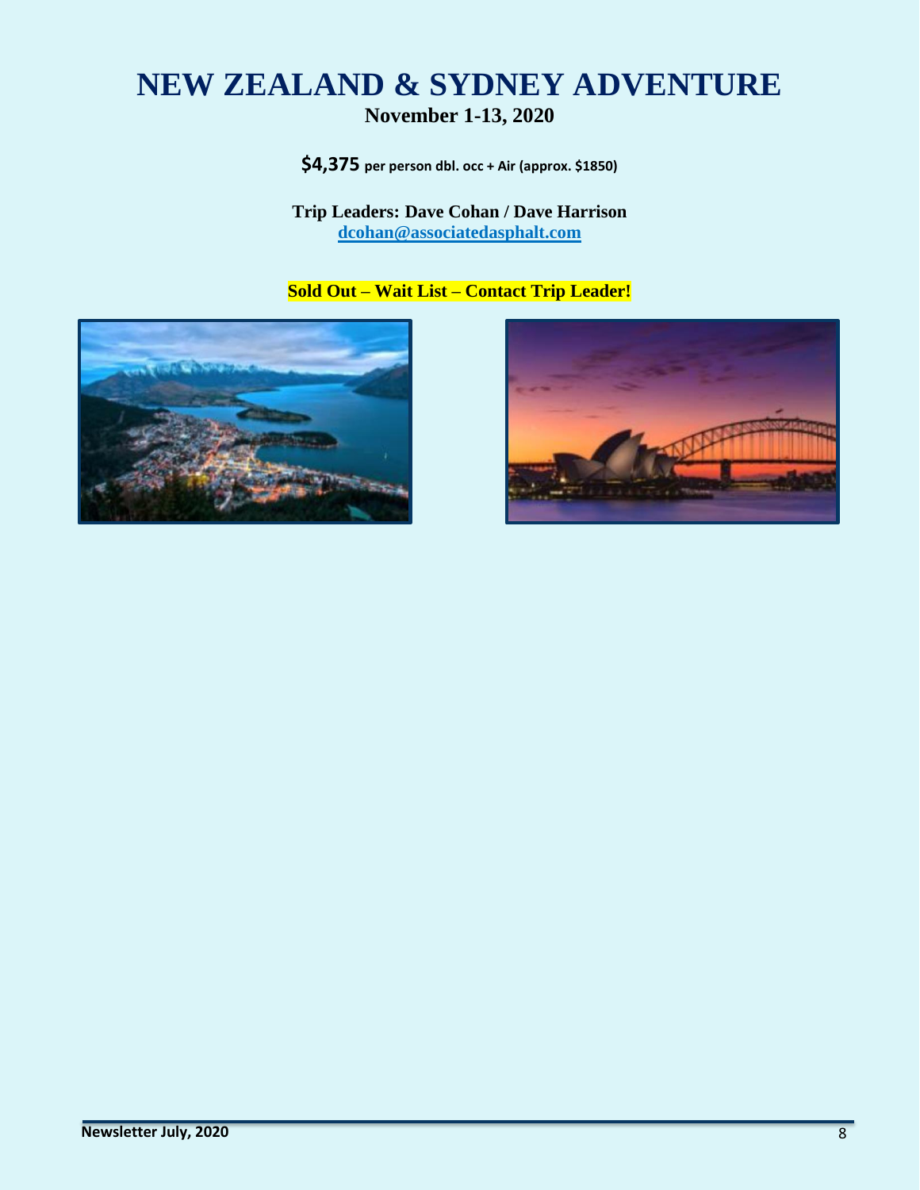# NEW ZEALAND & SYDNEY ADVENTURE

**November 1-13, 2020**

**$4,375 per person dbl. occ + Air (approx. $1850)**

**Trip Leaders: Dave Cohan / Dave Harrison**
**dcohan@associatedasphalt.com**

**Sold Out – Wait List – Contact Trip Leader!**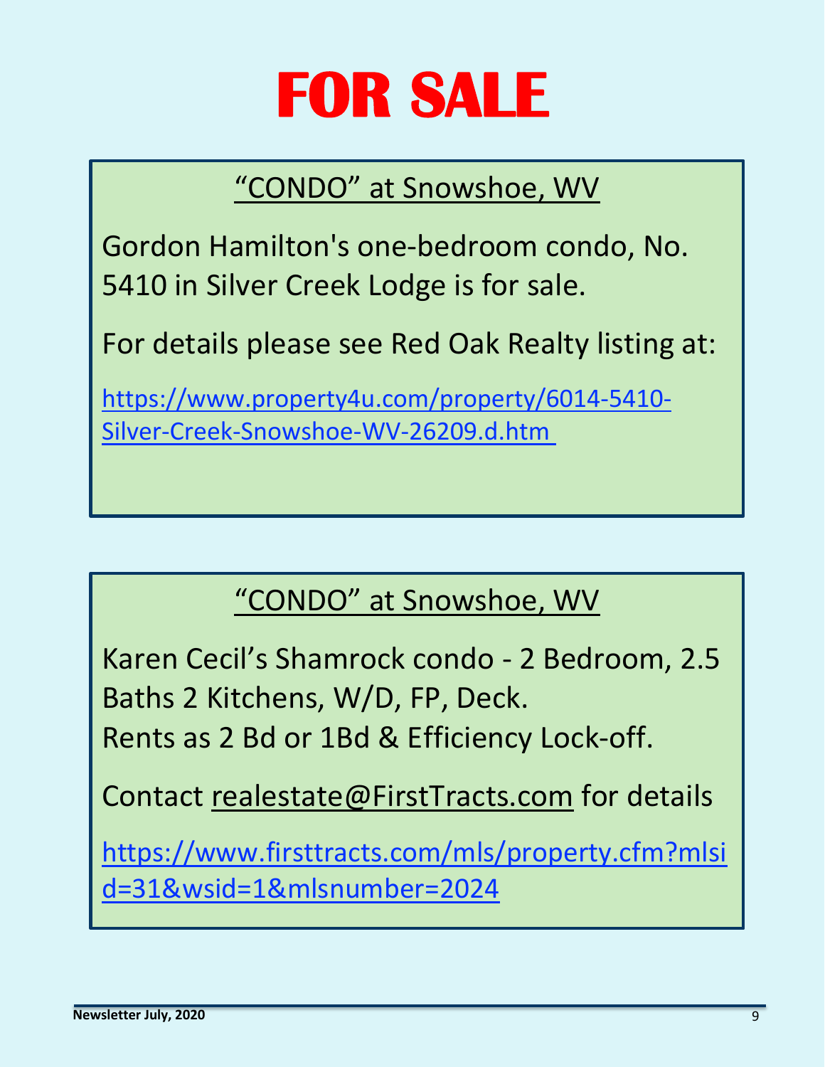# FOR SALE

## "CONDO" at Snowshoe, WV

Gordon Hamilton's one-bedroom condo, No. 5410 in Silver Creek Lodge is for sale.

For details please see Red Oak Realty listing at:

https://www.property4u.com/property/6014-5410-Silver-Creek-Snowshoe-WV-26209.d.htm

## "CONDO" at Snowshoe, WV

Karen Cecil's Shamrock condo - 2 Bedroom, 2.5 Baths 2 Kitchens, W/D, FP, Deck.
Rents as 2 Bd or 1Bd & Efficiency Lock-off.

Contact realestate@FirstTracts.com for details

https://www.firsttracts.com/mls/property.cfm?mlsid=31&wsid=1&mlsnumber=2024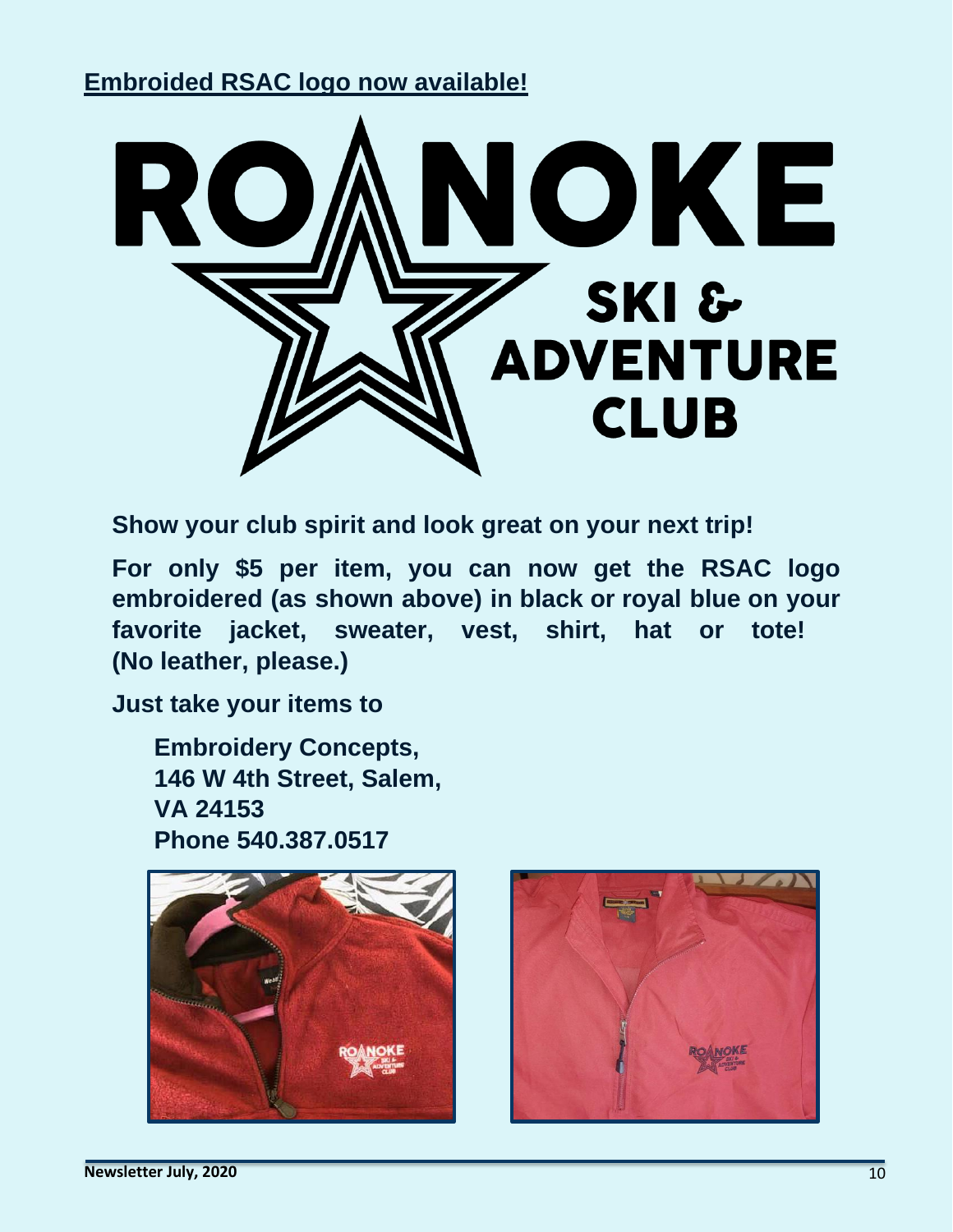**Embroided RSAC logo now available!**

**Show your club spirit and look great on your next trip!**

**For only $5 per item, you can now get the RSAC logo embroidered (as shown above) in black or royal blue on your favorite jacket, sweater, vest, shirt, hat or tote! (No leather, please.)**

**Just take your items to**

**Embroidery Concepts,**
**146 W 4th Street, Salem,**
**VA 24153**
**Phone 540.387.0517**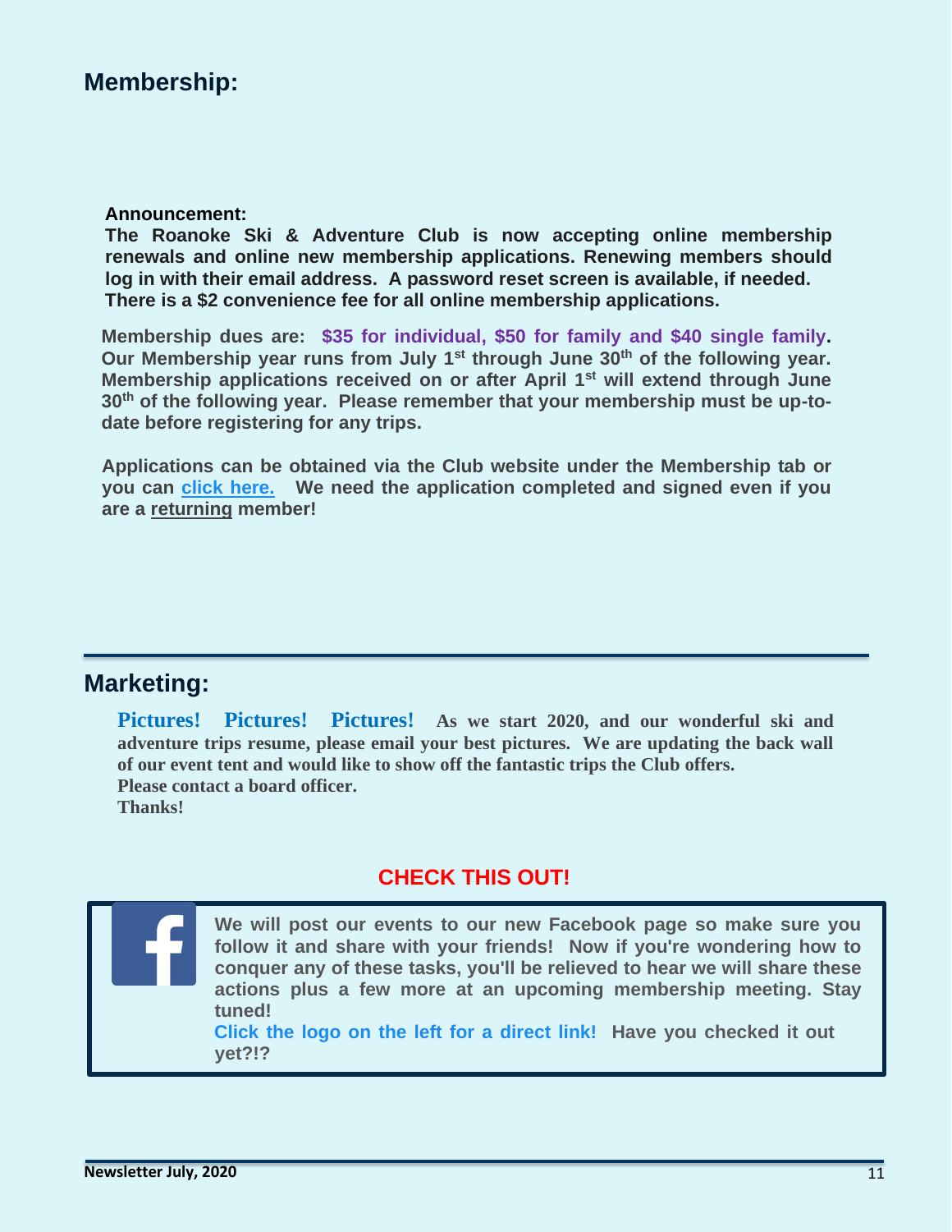## Membership:

**Announcement:**
**The Roanoke Ski & Adventure Club is now accepting online membership renewals and online new membership applications. Renewing members should log in with their email address. A password reset screen is available, if needed. There is a $2 convenience fee for all online membership applications.**

**Membership dues are: $35 for individual, $50 for family and $40 single family. Our Membership year runs from July 1st through June 30th of the following year. Membership applications received on or after April 1st will extend through June 30th of the following year. Please remember that your membership must be up-to-date before registering for any trips.**

**Applications can be obtained via the Club website under the Membership tab or you can click here. We need the application completed and signed even if you are a returning member!**

## Marketing:

**Pictures! Pictures! Pictures! As we start 2020, and our wonderful ski and adventure trips resume, please email your best pictures. We are updating the back wall of our event tent and would like to show off the fantastic trips the Club offers.**
**Please contact a board officer.**
**Thanks!**

**CHECK THIS OUT!**

**We will post our events to our new Facebook page so make sure you follow it and share with your friends! Now if you're wondering how to conquer any of these tasks, you'll be relieved to hear we will share these actions plus a few more at an upcoming membership meeting. Stay tuned!**
**Click the logo on the left for a direct link! Have you checked it out yet?!?**

**Newsletter July, 2020**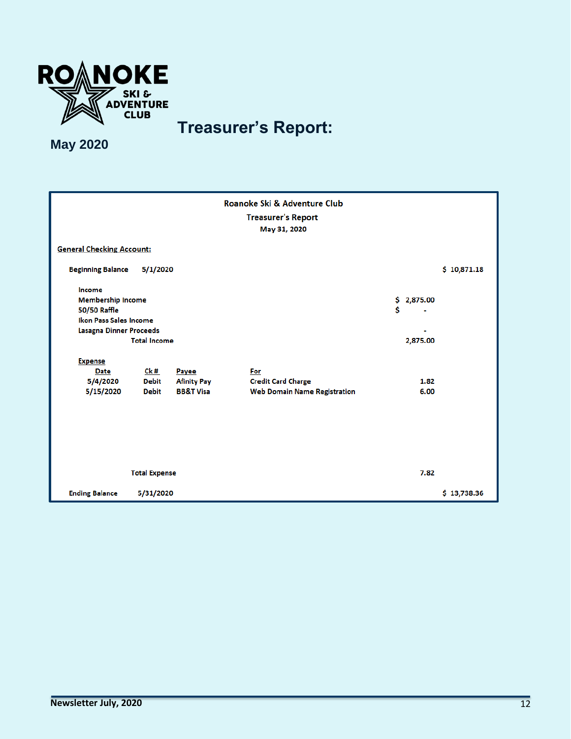ROANOKE SKI & ADVENTURE CLUB

# Treasurer's Report:

**May 2020**

**Roanoke Ski & Adventure Club**
**Treasurer's Report**
**May 31, 2020**

**General Checking Account:**

| | | | | | |
|---|---|---|---|---|---|
| Beginning Balance | 5/1/2020 | | | | $ 10,871.18 |
| Income | | | | | |
| Membership Income | | | | $ 2,875.00 | |
| 50/50 Raffle | | | | $ - | |
| Ikon Pass Sales Income | | | | | |
| Lasagna Dinner Proceeds | | | | - | |
| | Total Income | | | 2,875.00 | |
| Expense | | | | | |
| Date | Ck # | Payee | For | | |
| 5/4/2020 | Debit | Afinity Pay | Credit Card Charge | 1.82 | |
| 5/15/2020 | Debit | BB&T Visa | Web Domain Name Registration | 6.00 | |
| | Total Expense | | | 7.82 | |
| Ending Balance | 5/31/2020 | | | | $ 13,738.36 |

Newsletter July, 2020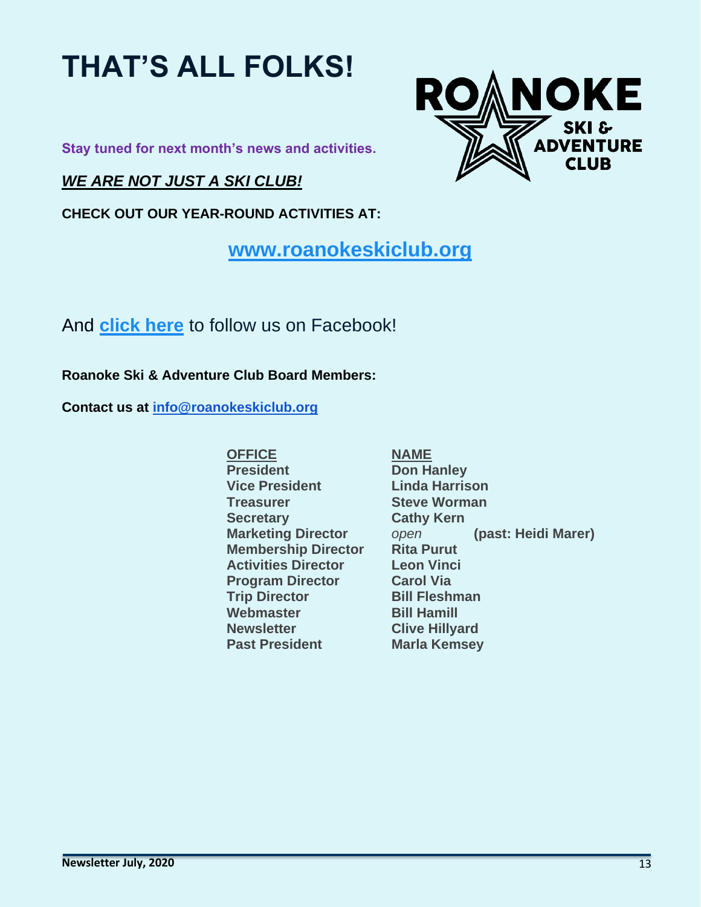# THAT'S ALL FOLKS!

**Stay tuned for next month's news and activities.**

***WE ARE NOT JUST A SKI CLUB!***

**CHECK OUT OUR YEAR-ROUND ACTIVITIES AT:**

**www.roanokeskiclub.org**

And **click here** to follow us on Facebook!

**Roanoke Ski & Adventure Club Board Members:**

**Contact us at info@roanokeskiclub.org**

| OFFICE | NAME |
|---|---|
| **President** | **Don Hanley** |
| **Vice President** | **Linda Harrison** |
| **Treasurer** | **Steve Worman** |
| **Secretary** | **Cathy Kern** |
| **Marketing Director** | *open* **(past: Heidi Marer)** |
| **Membership Director** | **Rita Purut** |
| **Activities Director** | **Leon Vinci** |
| **Program Director** | **Carol Via** |
| **Trip Director** | **Bill Fleshman** |
| **Webmaster** | **Bill Hamill** |
| **Newsletter** | **Clive Hillyard** |
| **Past President** | **Marla Kemsey** |